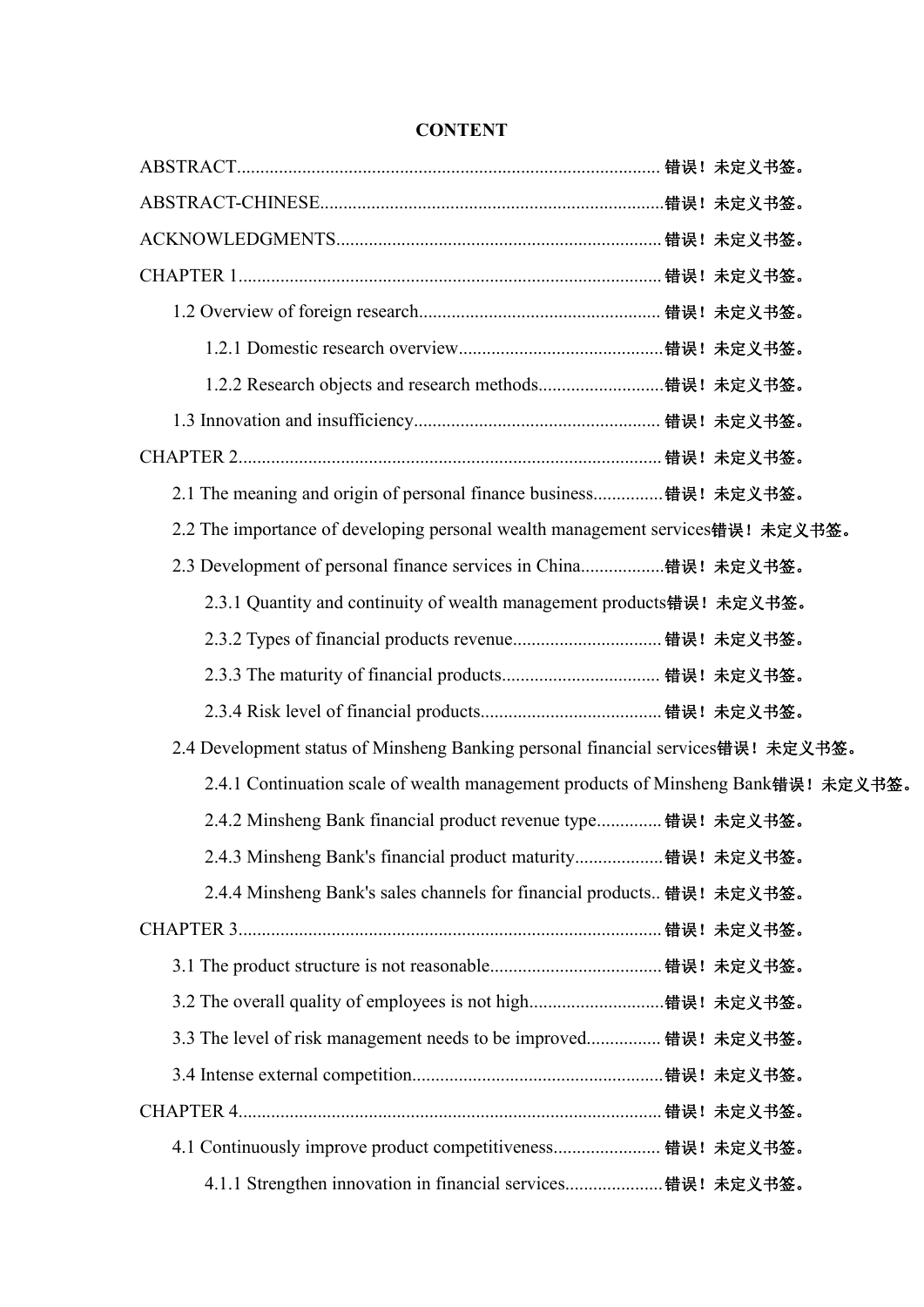**CONTENT**

ABSTRACT........................................................................................ 错误！未定义书签。

ABSTRACT-CHINESE........................................................................错误！未定义书签。

ACKNOWLEDGMENTS.....................................................................错误！未定义书签。

CHAPTER 1........................................................................................ 错误！未定义书签。

1.2 Overview of foreign research.................................................... 错误！未定义书签。

1.2.1 Domestic research overview............................................错误！未定义书签。

1.2.2 Research objects and research methods...........................错误！未定义书签。

1.3 Innovation and insufficiency..................................................... 错误！未定义书签。

CHAPTER 2........................................................................................ 错误！未定义书签。

2.1 The meaning and origin of personal finance business...............错误！未定义书签。

2.2 The importance of developing personal wealth management services错误！未定义书签。

2.3 Development of personal finance services in China..................错误！未定义书签。

2.3.1 Quantity and continuity of wealth management products错误！未定义书签。

2.3.2 Types of financial products revenue................................ 错误！未定义书签。

2.3.3 The maturity of financial products.................................. 错误！未定义书签。

2.3.4 Risk level of financial products....................................... 错误！未定义书签。

2.4 Development status of Minsheng Banking personal financial services错误！未定义书签。

2.4.1 Continuation scale of wealth management products of Minsheng Bank错误！未定义书签。

2.4.2 Minsheng Bank financial product revenue type.............. 错误！未定义书签。

2.4.3 Minsheng Bank's financial product maturity...................错误！未定义书签。

2.4.4 Minsheng Bank's sales channels for financial products.. 错误！未定义书签。

CHAPTER 3........................................................................................ 错误！未定义书签。

3.1 The product structure is not reasonable..................................... 错误！未定义书签。

3.2 The overall quality of employees is not high.............................错误！未定义书签。

3.3 The level of risk management needs to be improved................ 错误！未定义书签。

3.4 Intense external competition......................................................错误！未定义书签。

CHAPTER 4........................................................................................ 错误！未定义书签。

4.1 Continuously improve product competitiveness....................... 错误！未定义书签。

4.1.1 Strengthen innovation in financial services.....................错误！未定义书签。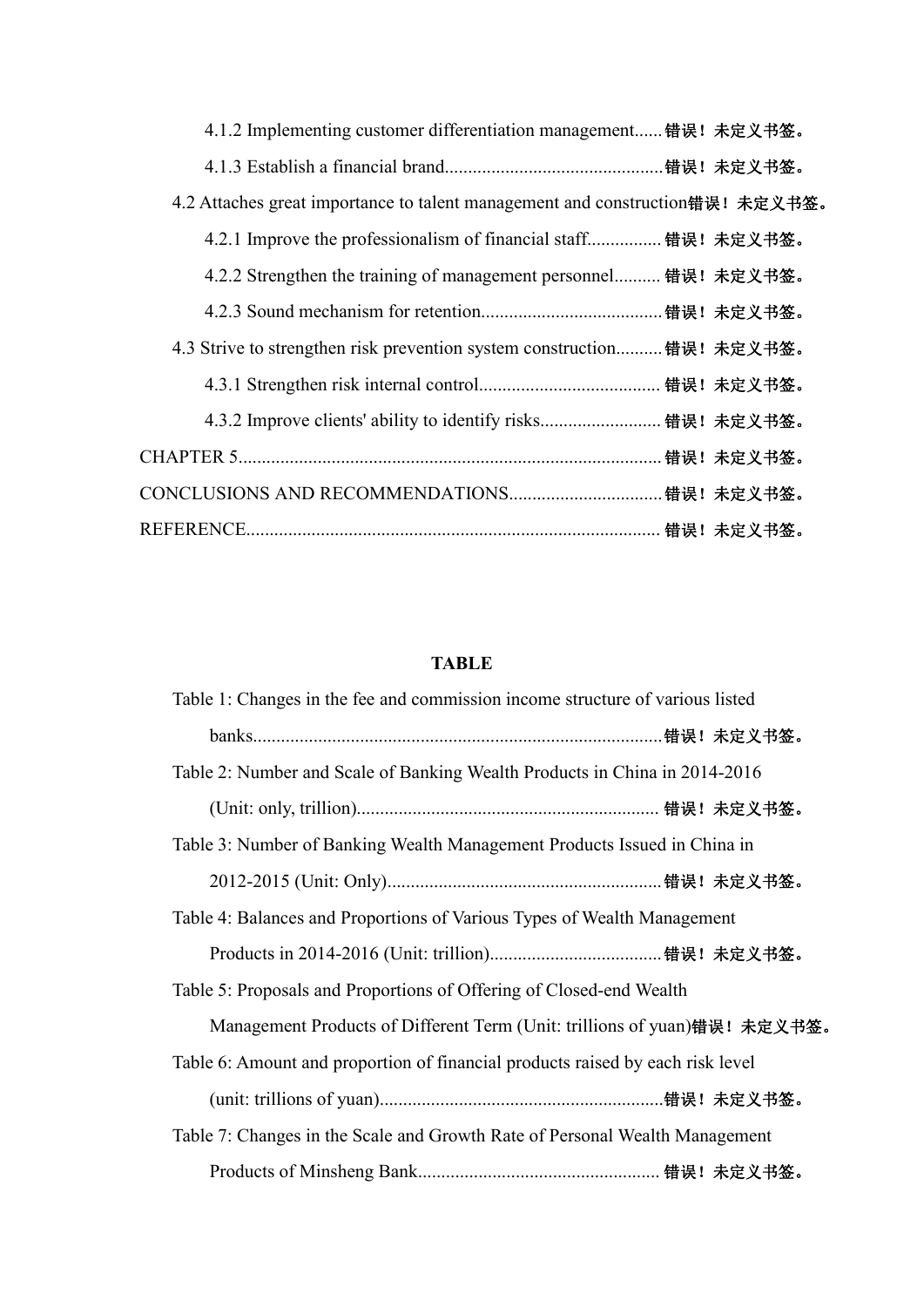4.1.2 Implementing customer differentiation management......错误！未定义书签。

4.1.3 Establish a financial brand...............................................错误！未定义书签。

4.2 Attaches great importance to talent management and construction错误！未定义书签。

4.2.1 Improve the professionalism of financial staff................错误！未定义书签。

4.2.2 Strengthen the training of management personnel..........错误！未定义书签。

4.2.3 Sound mechanism for retention.......................................错误！未定义书签。

4.3 Strive to strengthen risk prevention system construction..........错误！未定义书签。

4.3.1 Strengthen risk internal control.......................................错误！未定义书签。

4.3.2 Improve clients' ability to identify risks..........................错误！未定义书签。

CHAPTER 5..........................................................................................错误！未定义书签。

CONCLUSIONS AND RECOMMENDATIONS.................................错误！未定义书签。

REFERENCE........................................................................................错误！未定义书签。

**TABLE**

Table 1: Changes in the fee and commission income structure of various listed banks.......................................................................................错误！未定义书签。

Table 2: Number and Scale of Banking Wealth Products in China in 2014-2016 (Unit: only, trillion).................................................................错误！未定义书签。

Table 3: Number of Banking Wealth Management Products Issued in China in 2012-2015 (Unit: Only)..........................................................错误！未定义书签。

Table 4: Balances and Proportions of Various Types of Wealth Management Products in 2014-2016 (Unit: trillion)....................................错误！未定义书签。

Table 5: Proposals and Proportions of Offering of Closed-end Wealth Management Products of Different Term (Unit: trillions of yuan)错误！未定义书签。

Table 6: Amount and proportion of financial products raised by each risk level (unit: trillions of yuan)............................................................错误！未定义书签。

Table 7: Changes in the Scale and Growth Rate of Personal Wealth Management Products of Minsheng Bank...................................................错误！未定义书签。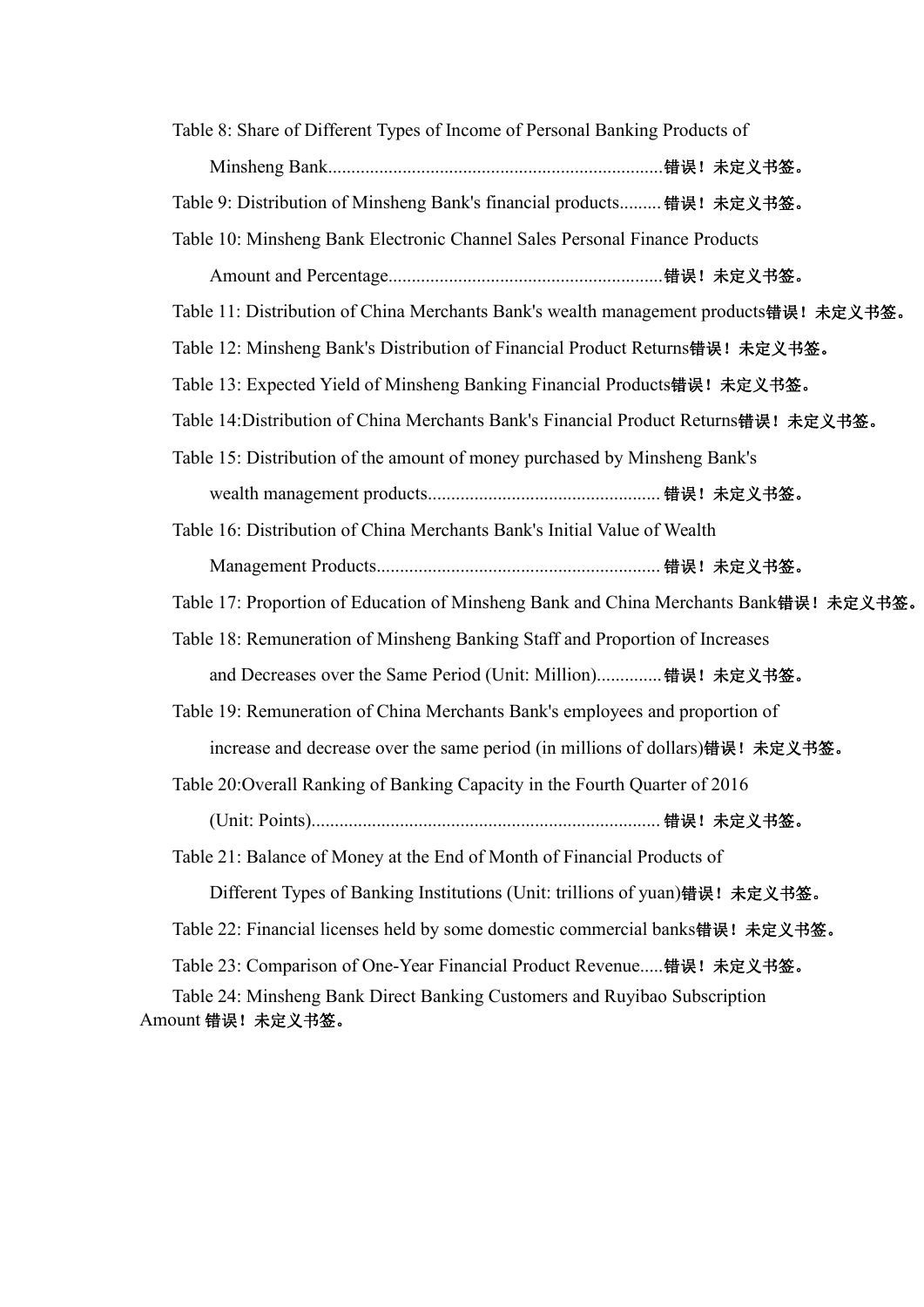Table 8: Share of Different Types of Income of Personal Banking Products of Minsheng Bank........................................................................错误！未定义书签。

Table 9: Distribution of Minsheng Bank's financial products.........错误！未定义书签。

Table 10: Minsheng Bank Electronic Channel Sales Personal Finance Products Amount and Percentage...........................................................错误！未定义书签。

Table 11: Distribution of China Merchants Bank's wealth management products错误！未定义书签。

Table 12: Minsheng Bank's Distribution of Financial Product Returns错误！未定义书签。

Table 13: Expected Yield of Minsheng Banking Financial Products错误！未定义书签。

Table 14:Distribution of China Merchants Bank's Financial Product Returns错误！未定义书签。

Table 15: Distribution of the amount of money purchased by Minsheng Bank's wealth management products.................................................. 错误！未定义书签。

Table 16: Distribution of China Merchants Bank's Initial Value of Wealth Management Products............................................................. 错误！未定义书签。

Table 17: Proportion of Education of Minsheng Bank and China Merchants Bank错误！未定义书签。

Table 18: Remuneration of Minsheng Banking Staff and Proportion of Increases and Decreases over the Same Period (Unit: Million)..............错误！未定义书签。

Table 19: Remuneration of China Merchants Bank's employees and proportion of increase and decrease over the same period (in millions of dollars)错误！未定义书签。

Table 20:Overall Ranking of Banking Capacity in the Fourth Quarter of 2016 (Unit: Points)........................................................................... 错误！未定义书签。

Table 21: Balance of Money at the End of Month of Financial Products of Different Types of Banking Institutions (Unit: trillions of yuan)错误！未定义书签。

Table 22: Financial licenses held by some domestic commercial banks错误！未定义书签。

Table 23: Comparison of One-Year Financial Product Revenue.....错误！未定义书签。

Table 24: Minsheng Bank Direct Banking Customers and Ruyibao Subscription Amount 错误！未定义书签。